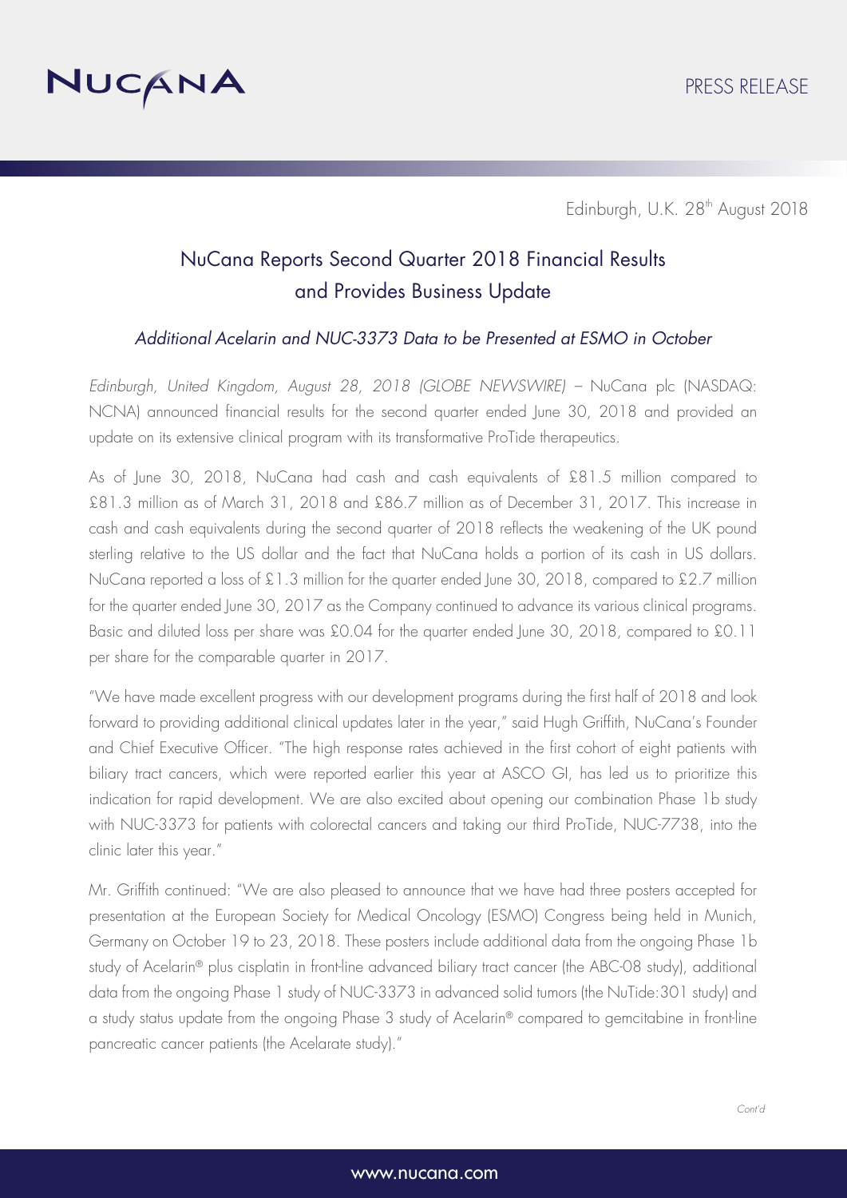NUCANA

PRESS RELEASE

Edinburgh, U.K. 28th August 2018

# NuCana Reports Second Quarter 2018 Financial Results and Provides Business Update

### *Additional Acelarin and NUC-3373 Data to be Presented at ESMO in October*

*Edinburgh, United Kingdom, August 28, 2018 (GLOBE NEWSWIRE)* – NuCana plc (NASDAQ: NCNA) announced financial results for the second quarter ended June 30, 2018 and provided an update on its extensive clinical program with its transformative ProTide therapeutics.

As of June 30, 2018, NuCana had cash and cash equivalents of £81.5 million compared to £81.3 million as of March 31, 2018 and £86.7 million as of December 31, 2017. This increase in cash and cash equivalents during the second quarter of 2018 reflects the weakening of the UK pound sterling relative to the US dollar and the fact that NuCana holds a portion of its cash in US dollars. NuCana reported a loss of £1.3 million for the quarter ended June 30, 2018, compared to £2.7 million for the quarter ended June 30, 2017 as the Company continued to advance its various clinical programs. Basic and diluted loss per share was £0.04 for the quarter ended June 30, 2018, compared to £0.11 per share for the comparable quarter in 2017.

"We have made excellent progress with our development programs during the first half of 2018 and look forward to providing additional clinical updates later in the year," said Hugh Griffith, NuCana's Founder and Chief Executive Officer. "The high response rates achieved in the first cohort of eight patients with biliary tract cancers, which were reported earlier this year at ASCO GI, has led us to prioritize this indication for rapid development. We are also excited about opening our combination Phase 1b study with NUC-3373 for patients with colorectal cancers and taking our third ProTide, NUC-7738, into the clinic later this year."

Mr. Griffith continued: "We are also pleased to announce that we have had three posters accepted for presentation at the European Society for Medical Oncology (ESMO) Congress being held in Munich, Germany on October 19 to 23, 2018. These posters include additional data from the ongoing Phase 1b study of Acelarin® plus cisplatin in front-line advanced biliary tract cancer (the ABC-08 study), additional data from the ongoing Phase 1 study of NUC-3373 in advanced solid tumors (the NuTide:301 study) and a study status update from the ongoing Phase 3 study of Acelarin® compared to gemcitabine in front-line pancreatic cancer patients (the Acelarate study)."

*Cont'd*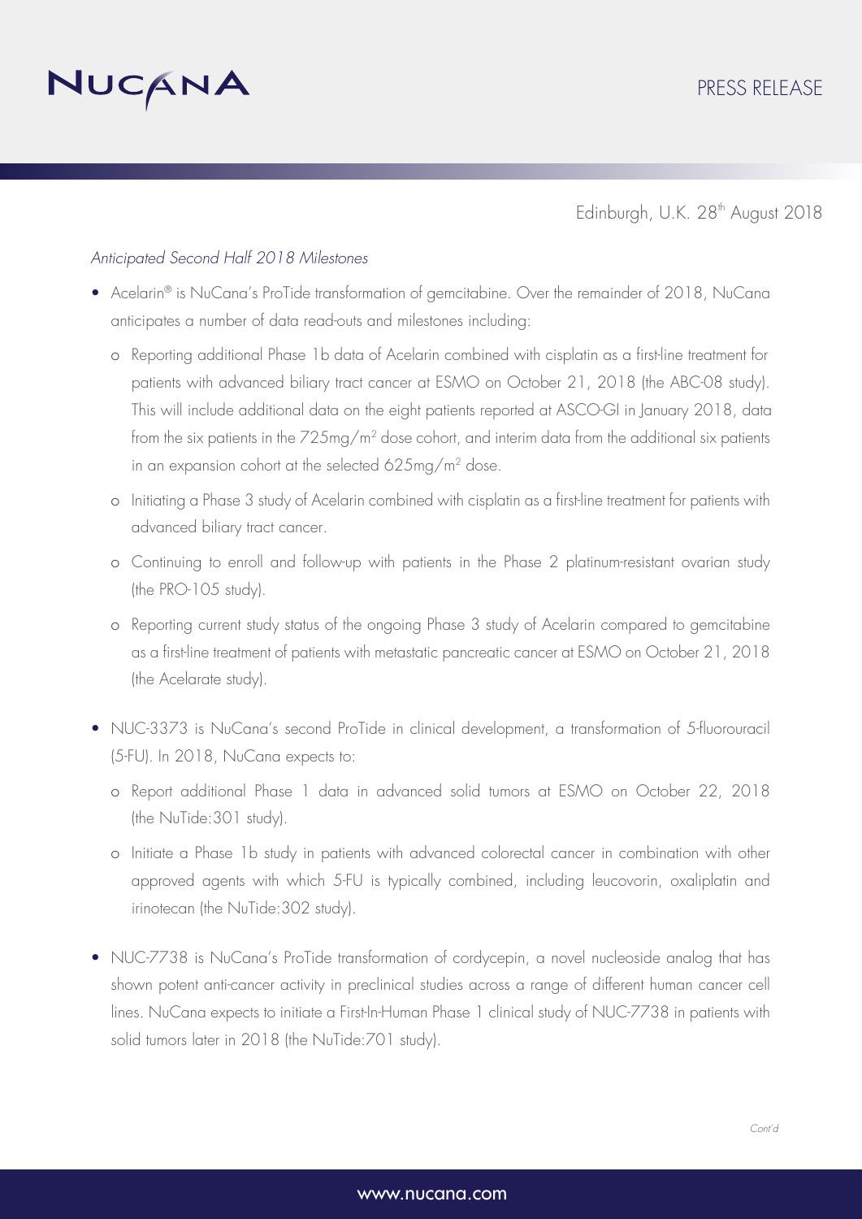Edinburgh, U.K. 28th August 2018

*Anticipated Second Half 2018 Milestones*

- Acelarin® is NuCana's ProTide transformation of gemcitabine. Over the remainder of 2018, NuCana anticipates a number of data read-outs and milestones including:
  - Reporting additional Phase 1b data of Acelarin combined with cisplatin as a first-line treatment for patients with advanced biliary tract cancer at ESMO on October 21, 2018 (the ABC-08 study). This will include additional data on the eight patients reported at ASCO-GI in January 2018, data from the six patients in the 725mg/m$^2$ dose cohort, and interim data from the additional six patients in an expansion cohort at the selected 625mg/m$^2$ dose.
  - Initiating a Phase 3 study of Acelarin combined with cisplatin as a first-line treatment for patients with advanced biliary tract cancer.
  - Continuing to enroll and follow-up with patients in the Phase 2 platinum-resistant ovarian study (the PRO-105 study).
  - Reporting current study status of the ongoing Phase 3 study of Acelarin compared to gemcitabine as a first-line treatment of patients with metastatic pancreatic cancer at ESMO on October 21, 2018 (the Acelarate study).
- NUC-3373 is NuCana's second ProTide in clinical development, a transformation of 5-fluorouracil (5-FU). In 2018, NuCana expects to:
  - Report additional Phase 1 data in advanced solid tumors at ESMO on October 22, 2018 (the NuTide:301 study).
  - Initiate a Phase 1b study in patients with advanced colorectal cancer in combination with other approved agents with which 5-FU is typically combined, including leucovorin, oxaliplatin and irinotecan (the NuTide:302 study).
- NUC-7738 is NuCana's ProTide transformation of cordycepin, a novel nucleoside analog that has shown potent anti-cancer activity in preclinical studies across a range of different human cancer cell lines. NuCana expects to initiate a First-In-Human Phase 1 clinical study of NUC-7738 in patients with solid tumors later in 2018 (the NuTide:701 study).

*Cont'd*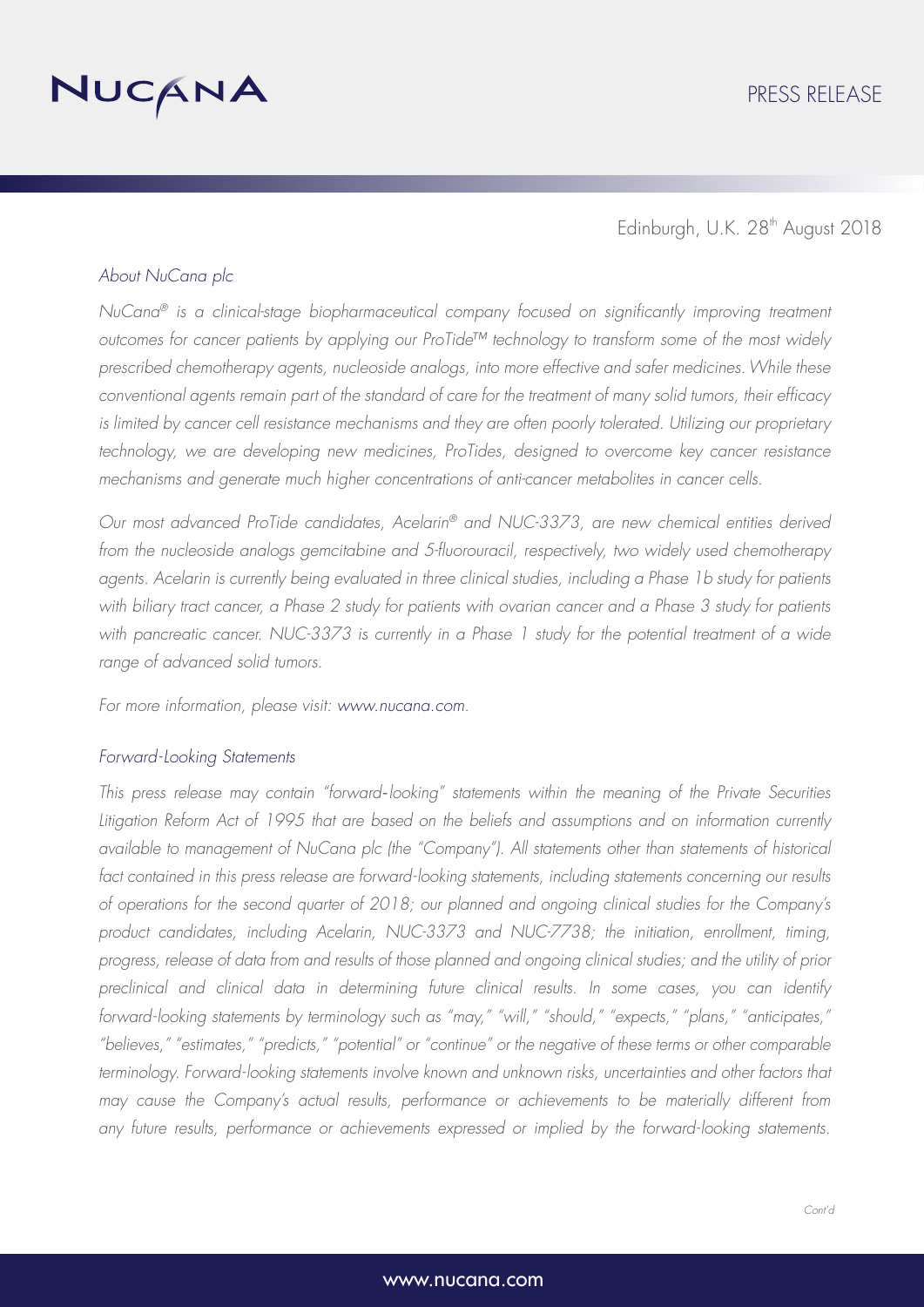Edinburgh, U.K. 28th August 2018

*About NuCana plc*

*NuCana® is a clinical-stage biopharmaceutical company focused on significantly improving treatment outcomes for cancer patients by applying our ProTide™ technology to transform some of the most widely prescribed chemotherapy agents, nucleoside analogs, into more effective and safer medicines. While these conventional agents remain part of the standard of care for the treatment of many solid tumors, their efficacy is limited by cancer cell resistance mechanisms and they are often poorly tolerated. Utilizing our proprietary technology, we are developing new medicines, ProTides, designed to overcome key cancer resistance mechanisms and generate much higher concentrations of anti-cancer metabolites in cancer cells.*

*Our most advanced ProTide candidates, Acelarin® and NUC-3373, are new chemical entities derived from the nucleoside analogs gemcitabine and 5-fluorouracil, respectively, two widely used chemotherapy agents. Acelarin is currently being evaluated in three clinical studies, including a Phase 1b study for patients with biliary tract cancer, a Phase 2 study for patients with ovarian cancer and a Phase 3 study for patients with pancreatic cancer. NUC-3373 is currently in a Phase 1 study for the potential treatment of a wide range of advanced solid tumors.*

*For more information, please visit: www.nucana.com.*

*Forward-Looking Statements*

*This press release may contain "forward-looking" statements within the meaning of the Private Securities Litigation Reform Act of 1995 that are based on the beliefs and assumptions and on information currently available to management of NuCana plc (the "Company"). All statements other than statements of historical fact contained in this press release are forward-looking statements, including statements concerning our results of operations for the second quarter of 2018; our planned and ongoing clinical studies for the Company's product candidates, including Acelarin, NUC-3373 and NUC-7738; the initiation, enrollment, timing, progress, release of data from and results of those planned and ongoing clinical studies; and the utility of prior preclinical and clinical data in determining future clinical results. In some cases, you can identify forward-looking statements by terminology such as "may," "will," "should," "expects," "plans," "anticipates," "believes," "estimates," "predicts," "potential" or "continue" or the negative of these terms or other comparable terminology. Forward-looking statements involve known and unknown risks, uncertainties and other factors that may cause the Company's actual results, performance or achievements to be materially different from any future results, performance or achievements expressed or implied by the forward-looking statements.*

*Cont'd*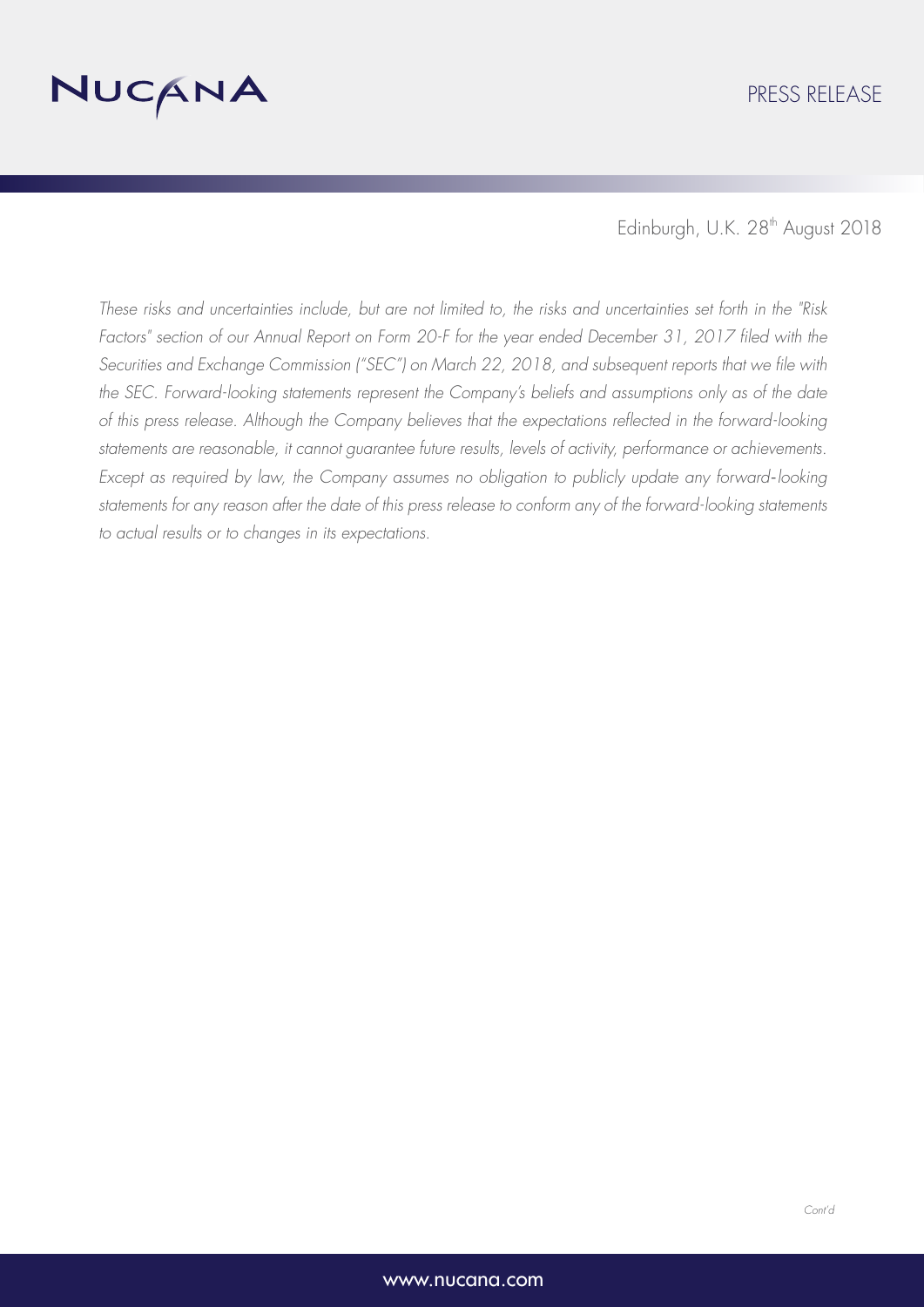*These risks and uncertainties include, but are not limited to, the risks and uncertainties set forth in the "Risk Factors" section of our Annual Report on Form 20-F for the year ended December 31, 2017 filed with the Securities and Exchange Commission ("SEC") on March 22, 2018, and subsequent reports that we file with the SEC. Forward-looking statements represent the Company's beliefs and assumptions only as of the date of this press release. Although the Company believes that the expectations reflected in the forward-looking statements are reasonable, it cannot guarantee future results, levels of activity, performance or achievements. Except as required by law, the Company assumes no obligation to publicly update any forward-looking statements for any reason after the date of this press release to conform any of the forward-looking statements to actual results or to changes in its expectations.*

*Cont'd*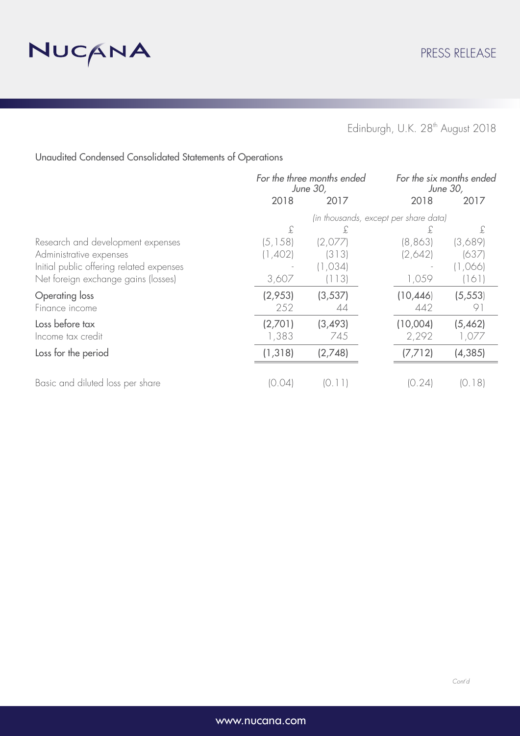Edinburgh, U.K. 28th August 2018

## Unaudited Condensed Consolidated Statements of Operations

| | *For the three months ended June 30,* | | *For the six months ended June 30,* | |
|---|---|---|---|---|
| | 2018 | 2017 | 2018 | 2017 |
| | *(in thousands, except per share data)* | | | |
| | £ | £ | £ | £ |
| Research and development expenses | (5,158) | (2,077) | (8,863) | (3,689) |
| Administrative expenses | (1,402) | (313) | (2,642) | (637) |
| Initial public offering related expenses | - | (1,034) | - | (1,066) |
| Net foreign exchange gains (losses) | 3,607 | (113) | 1,059 | (161) |
| Operating loss | (2,953) | (3,537) | (10,446) | (5,553) |
| Finance income | 252 | 44 | 442 | 91 |
| Loss before tax | (2,701) | (3,493) | (10,004) | (5,462) |
| Income tax credit | 1,383 | 745 | 2,292 | 1,077 |
| Loss for the period | (1,318) | (2,748) | (7,712) | (4,385) |
| Basic and diluted loss per share | (0.04) | (0.11) | (0.24) | (0.18) |

*Cont'd*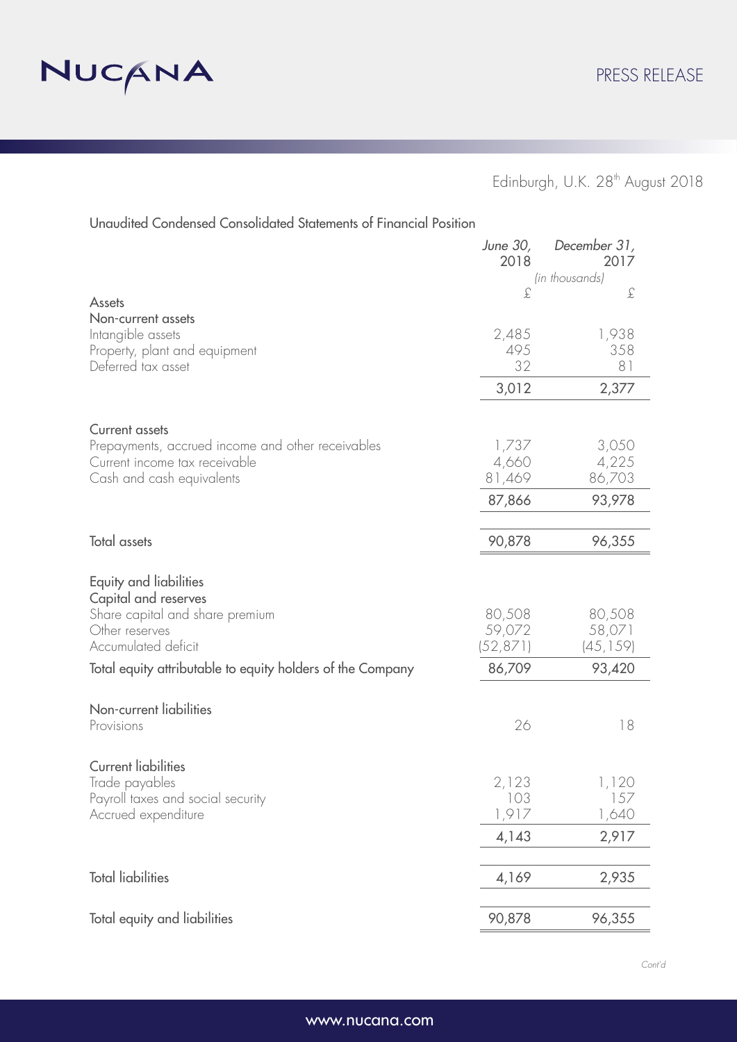Edinburgh, U.K. 28th August 2018

## Unaudited Condensed Consolidated Statements of Financial Position

| | June 30, 2018 | December 31, 2017 |
|---|---|---|
| | *(in thousands)* | |
| | £ | £ |
| **Assets** | | |
| **Non-current assets** | | |
| Intangible assets | 2,485 | 1,938 |
| Property, plant and equipment | 495 | 358 |
| Deferred tax asset | 32 | 81 |
| | 3,012 | 2,377 |
| **Current assets** | | |
| Prepayments, accrued income and other receivables | 1,737 | 3,050 |
| Current income tax receivable | 4,660 | 4,225 |
| Cash and cash equivalents | 81,469 | 86,703 |
| | 87,866 | 93,978 |
| **Total assets** | 90,878 | 96,355 |
| **Equity and liabilities** | | |
| **Capital and reserves** | | |
| Share capital and share premium | 80,508 | 80,508 |
| Other reserves | 59,072 | 58,071 |
| Accumulated deficit | (52,871) | (45,159) |
| **Total equity attributable to equity holders of the Company** | 86,709 | 93,420 |
| **Non-current liabilities** | | |
| Provisions | 26 | 18 |
| **Current liabilities** | | |
| Trade payables | 2,123 | 1,120 |
| Payroll taxes and social security | 103 | 157 |
| Accrued expenditure | 1,917 | 1,640 |
| | 4,143 | 2,917 |
| **Total liabilities** | 4,169 | 2,935 |
| **Total equity and liabilities** | 90,878 | 96,355 |

*Cont'd*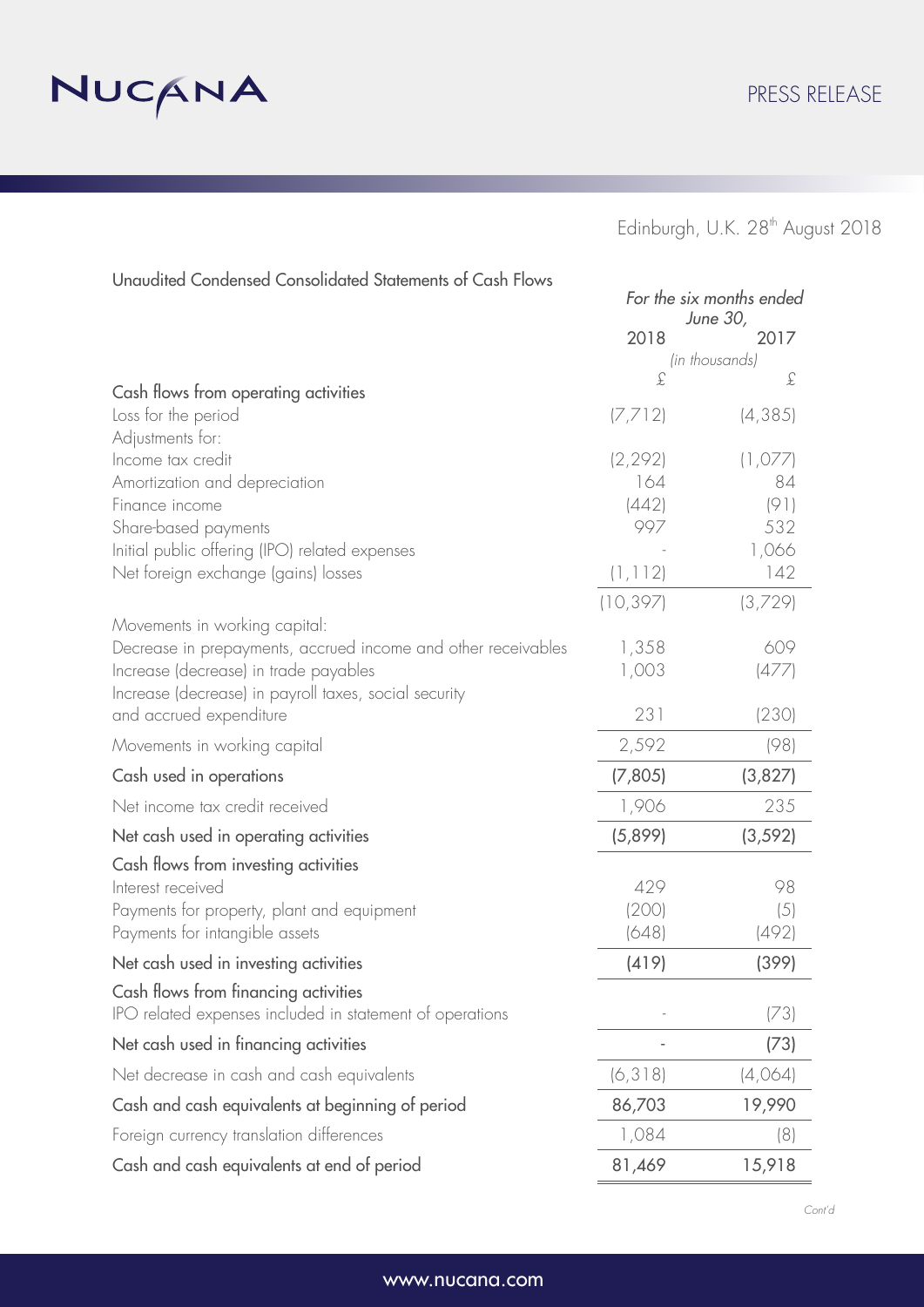Edinburgh, U.K. 28th August 2018

## Unaudited Condensed Consolidated Statements of Cash Flows

| | For the six months ended June 30, | |
|---|---|---|
| | 2018 | 2017 |
| | *(in thousands)* | |
| | £ | £ |
| **Cash flows from operating activities** | | |
| Loss for the period | (7,712) | (4,385) |
| Adjustments for: | | |
| Income tax credit | (2,292) | (1,077) |
| Amortization and depreciation | 164 | 84 |
| Finance income | (442) | (91) |
| Share-based payments | 997 | 532 |
| Initial public offering (IPO) related expenses | - | 1,066 |
| Net foreign exchange (gains) losses | (1,112) | 142 |
| | (10,397) | (3,729) |
| Movements in working capital: | | |
| Decrease in prepayments, accrued income and other receivables | 1,358 | 609 |
| Increase (decrease) in trade payables | 1,003 | (477) |
| Increase (decrease) in payroll taxes, social security and accrued expenditure | 231 | (230) |
| Movements in working capital | 2,592 | (98) |
| **Cash used in operations** | **(7,805)** | **(3,827)** |
| Net income tax credit received | 1,906 | 235 |
| **Net cash used in operating activities** | **(5,899)** | **(3,592)** |
| **Cash flows from investing activities** | | |
| Interest received | 429 | 98 |
| Payments for property, plant and equipment | (200) | (5) |
| Payments for intangible assets | (648) | (492) |
| **Net cash used in investing activities** | **(419)** | **(399)** |
| **Cash flows from financing activities** | | |
| IPO related expenses included in statement of operations | - | (73) |
| **Net cash used in financing activities** | **-** | **(73)** |
| Net decrease in cash and cash equivalents | (6,318) | (4,064) |
| **Cash and cash equivalents at beginning of period** | **86,703** | **19,990** |
| Foreign currency translation differences | 1,084 | (8) |
| **Cash and cash equivalents at end of period** | **81,469** | **15,918** |

*Cont'd*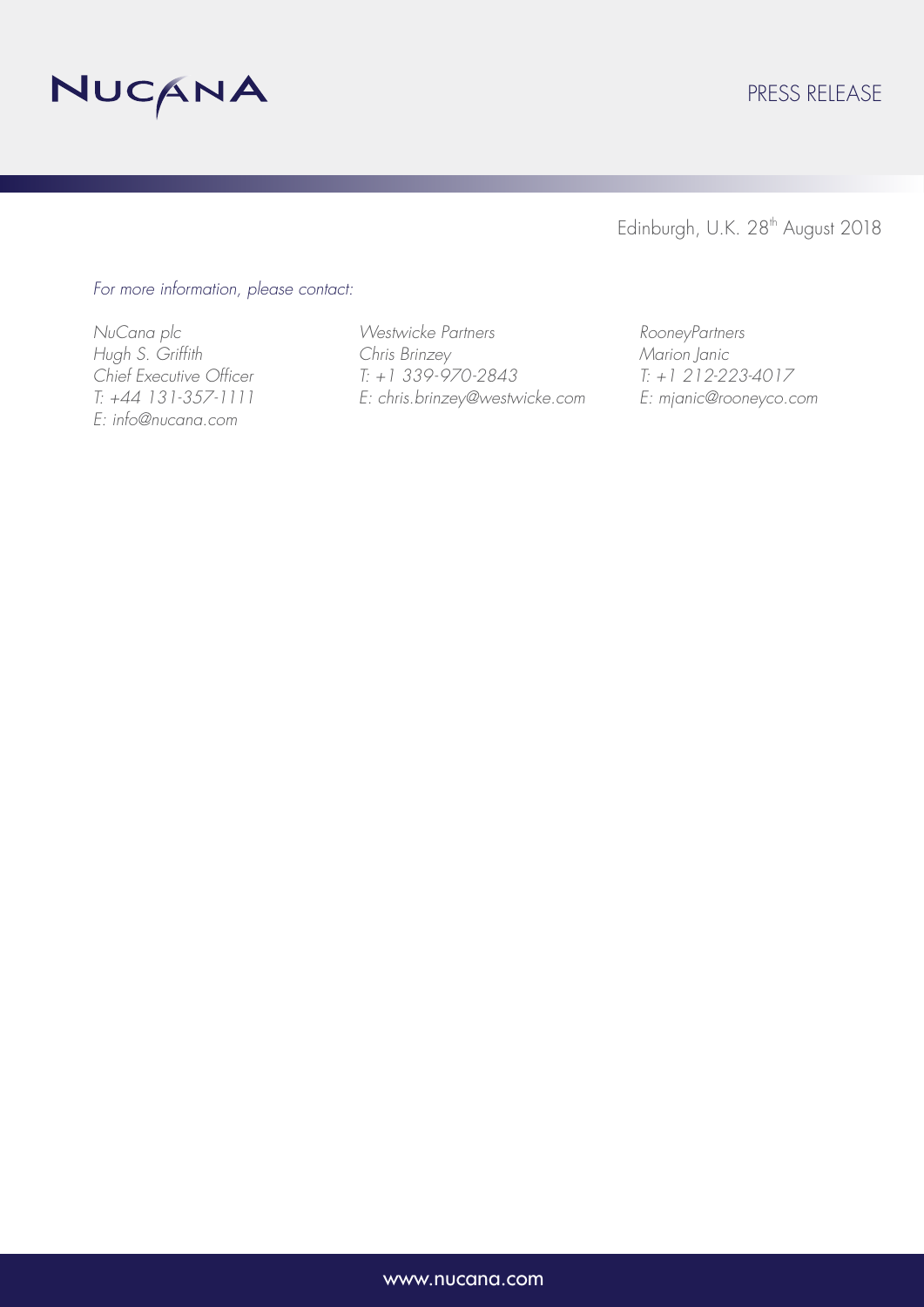NUCANA

PRESS RELEASE

Edinburgh, U.K. 28th August 2018

*For more information, please contact:*

*NuCana plc*
*Hugh S. Griffith*
*Chief Executive Officer*
*T: +44 131-357-1111*
*E: info@nucana.com*

*Westwicke Partners*
*Chris Brinzey*
*T: +1 339-970-2843*
*E: chris.brinzey@westwicke.com*

*RooneyPartners*
*Marion Janic*
*T: +1 212-223-4017*
*E: mjanic@rooneyco.com*

www.nucana.com